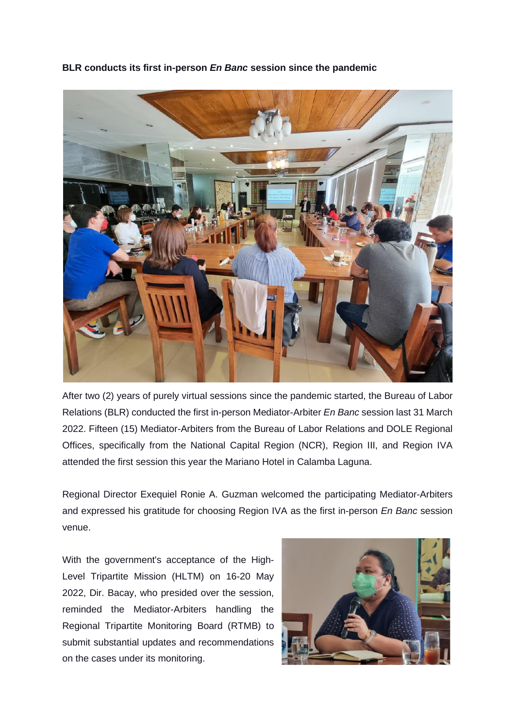**BLR conducts its first in-person *En Banc* session since the pandemic**

After two (2) years of purely virtual sessions since the pandemic started, the Bureau of Labor Relations (BLR) conducted the first in-person Mediator-Arbiter *En Banc* session last 31 March 2022. Fifteen (15) Mediator-Arbiters from the Bureau of Labor Relations and DOLE Regional Offices, specifically from the National Capital Region (NCR), Region III, and Region IVA attended the first session this year the Mariano Hotel in Calamba Laguna.

Regional Director Exequiel Ronie A. Guzman welcomed the participating Mediator-Arbiters and expressed his gratitude for choosing Region IVA as the first in-person *En Banc* session venue.

With the government's acceptance of the High-Level Tripartite Mission (HLTM) on 16-20 May 2022, Dir. Bacay, who presided over the session, reminded the Mediator-Arbiters handling the Regional Tripartite Monitoring Board (RTMB) to submit substantial updates and recommendations on the cases under its monitoring.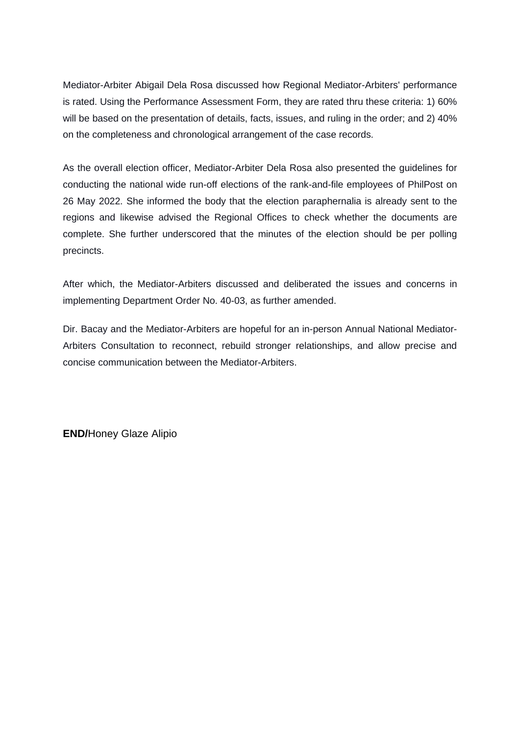Mediator-Arbiter Abigail Dela Rosa discussed how Regional Mediator-Arbiters' performance is rated. Using the Performance Assessment Form, they are rated thru these criteria: 1) 60% will be based on the presentation of details, facts, issues, and ruling in the order; and 2) 40% on the completeness and chronological arrangement of the case records.

As the overall election officer, Mediator-Arbiter Dela Rosa also presented the guidelines for conducting the national wide run-off elections of the rank-and-file employees of PhilPost on 26 May 2022. She informed the body that the election paraphernalia is already sent to the regions and likewise advised the Regional Offices to check whether the documents are complete. She further underscored that the minutes of the election should be per polling precincts.

After which, the Mediator-Arbiters discussed and deliberated the issues and concerns in implementing Department Order No. 40-03, as further amended.

Dir. Bacay and the Mediator-Arbiters are hopeful for an in-person Annual National Mediator-Arbiters Consultation to reconnect, rebuild stronger relationships, and allow precise and concise communication between the Mediator-Arbiters.

**END/**Honey Glaze Alipio